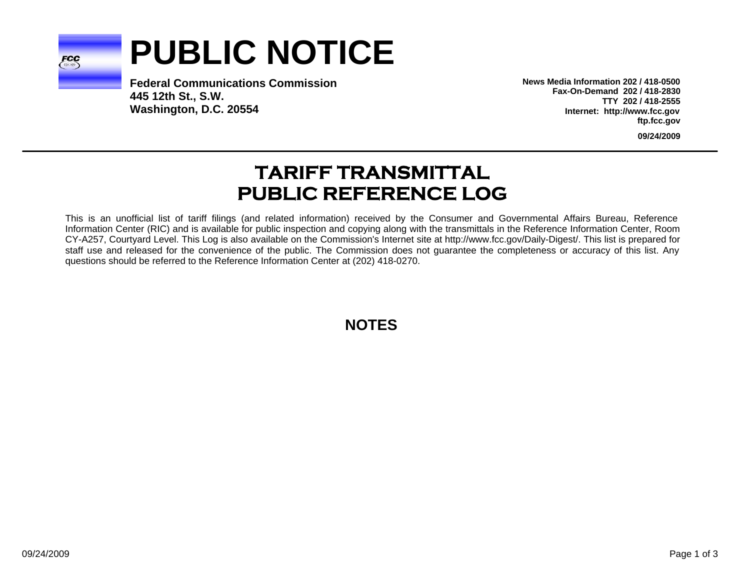# PUBLIC NOTICE

**Federal Communications Commission**
**445 12th St., S.W.**
**Washington, D.C. 20554**

**News Media Information 202 / 418-0500**
**Fax-On-Demand 202 / 418-2830**
**TTY 202 / 418-2555**
**Internet: http://www.fcc.gov**
**ftp.fcc.gov**

**09/24/2009**

## TARIFF TRANSMITTAL PUBLIC REFERENCE LOG

This is an unofficial list of tariff filings (and related information) received by the Consumer and Governmental Affairs Bureau, Reference Information Center (RIC) and is available for public inspection and copying along with the transmittals in the Reference Information Center, Room CY-A257, Courtyard Level. This Log is also available on the Commission's Internet site at http://www.fcc.gov/Daily-Digest/. This list is prepared for staff use and released for the convenience of the public. The Commission does not guarantee the completeness or accuracy of this list. Any questions should be referred to the Reference Information Center at (202) 418-0270.

## NOTES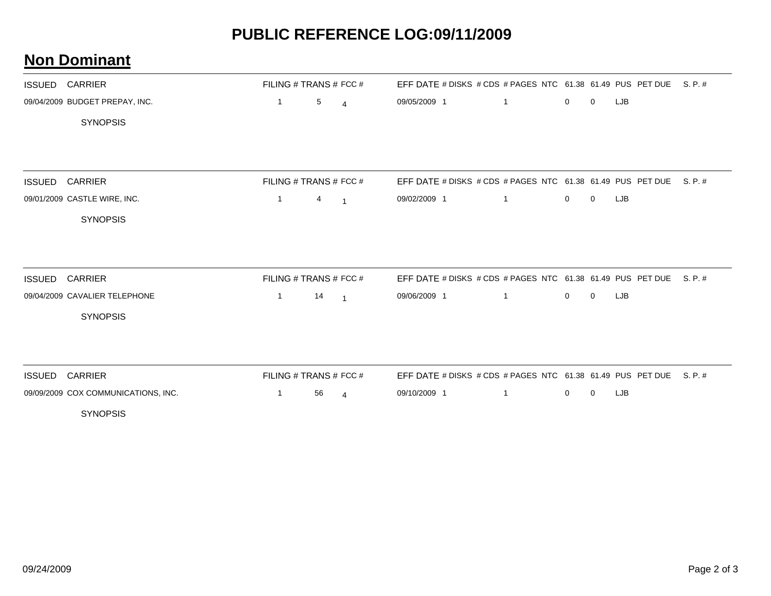# PUBLIC REFERENCE LOG:09/11/2009

## Non Dominant

| ISSUED | CARRIER | FILING # | TRANS # | FCC # | EFF DATE | # DISKS | # CDS | # PAGES | NTC | 61.38 | 61.49 | PUS | PET DUE | S. P. # |
|---|---|---|---|---|---|---|---|---|---|---|---|---|---|---|
| 09/04/2009 | BUDGET PREPAY, INC. | 1 | 5 | 4 | 09/05/2009 | 1 | | 1 | | 0 | 0 | LJB | | |

SYNOPSIS

| ISSUED | CARRIER | FILING # | TRANS # | FCC # | EFF DATE | # DISKS | # CDS | # PAGES | NTC | 61.38 | 61.49 | PUS | PET DUE | S. P. # |
|---|---|---|---|---|---|---|---|---|---|---|---|---|---|---|
| 09/01/2009 | CASTLE WIRE, INC. | 1 | 4 | 1 | 09/02/2009 | 1 | | 1 | | 0 | 0 | LJB | | |

SYNOPSIS

| ISSUED | CARRIER | FILING # | TRANS # | FCC # | EFF DATE | # DISKS | # CDS | # PAGES | NTC | 61.38 | 61.49 | PUS | PET DUE | S. P. # |
|---|---|---|---|---|---|---|---|---|---|---|---|---|---|---|
| 09/04/2009 | CAVALIER TELEPHONE | 1 | 14 | 1 | 09/06/2009 | 1 | | 1 | | 0 | 0 | LJB | | |

SYNOPSIS

| ISSUED | CARRIER | FILING # | TRANS # | FCC # | EFF DATE | # DISKS | # CDS | # PAGES | NTC | 61.38 | 61.49 | PUS | PET DUE | S. P. # |
|---|---|---|---|---|---|---|---|---|---|---|---|---|---|---|
| 09/09/2009 | COX COMMUNICATIONS, INC. | 1 | 56 | 4 | 09/10/2009 | 1 | | 1 | | 0 | 0 | LJB | | |

SYNOPSIS

09/24/2009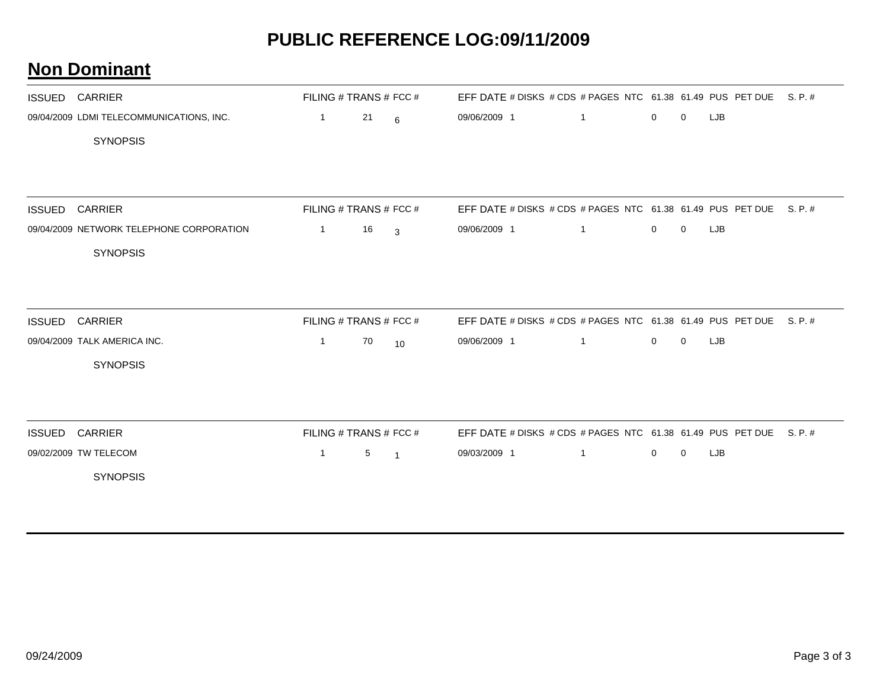# PUBLIC REFERENCE LOG:09/11/2009

## Non Dominant

| ISSUED | CARRIER | FILING # | TRANS # | FCC # | EFF DATE | # DISKS | # CDS | # PAGES | NTC | 61.38 | 61.49 | PUS | PET DUE | S. P. # |
|---|---|---|---|---|---|---|---|---|---|---|---|---|---|---|
| 09/04/2009 | LDMI TELECOMMUNICATIONS, INC. | 1 | 21 | 6 | 09/06/2009 | 1 | | 1 | | 0 | 0 | LJB | | |

SYNOPSIS

| ISSUED | CARRIER | FILING # | TRANS # | FCC # | EFF DATE | # DISKS | # CDS | # PAGES | NTC | 61.38 | 61.49 | PUS | PET DUE | S. P. # |
|---|---|---|---|---|---|---|---|---|---|---|---|---|---|---|
| 09/04/2009 | NETWORK TELEPHONE CORPORATION | 1 | 16 | 3 | 09/06/2009 | 1 | | 1 | | 0 | 0 | LJB | | |

SYNOPSIS

| ISSUED | CARRIER | FILING # | TRANS # | FCC # | EFF DATE | # DISKS | # CDS | # PAGES | NTC | 61.38 | 61.49 | PUS | PET DUE | S. P. # |
|---|---|---|---|---|---|---|---|---|---|---|---|---|---|---|
| 09/04/2009 | TALK AMERICA INC. | 1 | 70 | 10 | 09/06/2009 | 1 | | 1 | | 0 | 0 | LJB | | |

SYNOPSIS

| ISSUED | CARRIER | FILING # | TRANS # | FCC # | EFF DATE | # DISKS | # CDS | # PAGES | NTC | 61.38 | 61.49 | PUS | PET DUE | S. P. # |
|---|---|---|---|---|---|---|---|---|---|---|---|---|---|---|
| 09/02/2009 | TW TELECOM | 1 | 5 | 1 | 09/03/2009 | 1 | | 1 | | 0 | 0 | LJB | | |

SYNOPSIS

09/24/2009